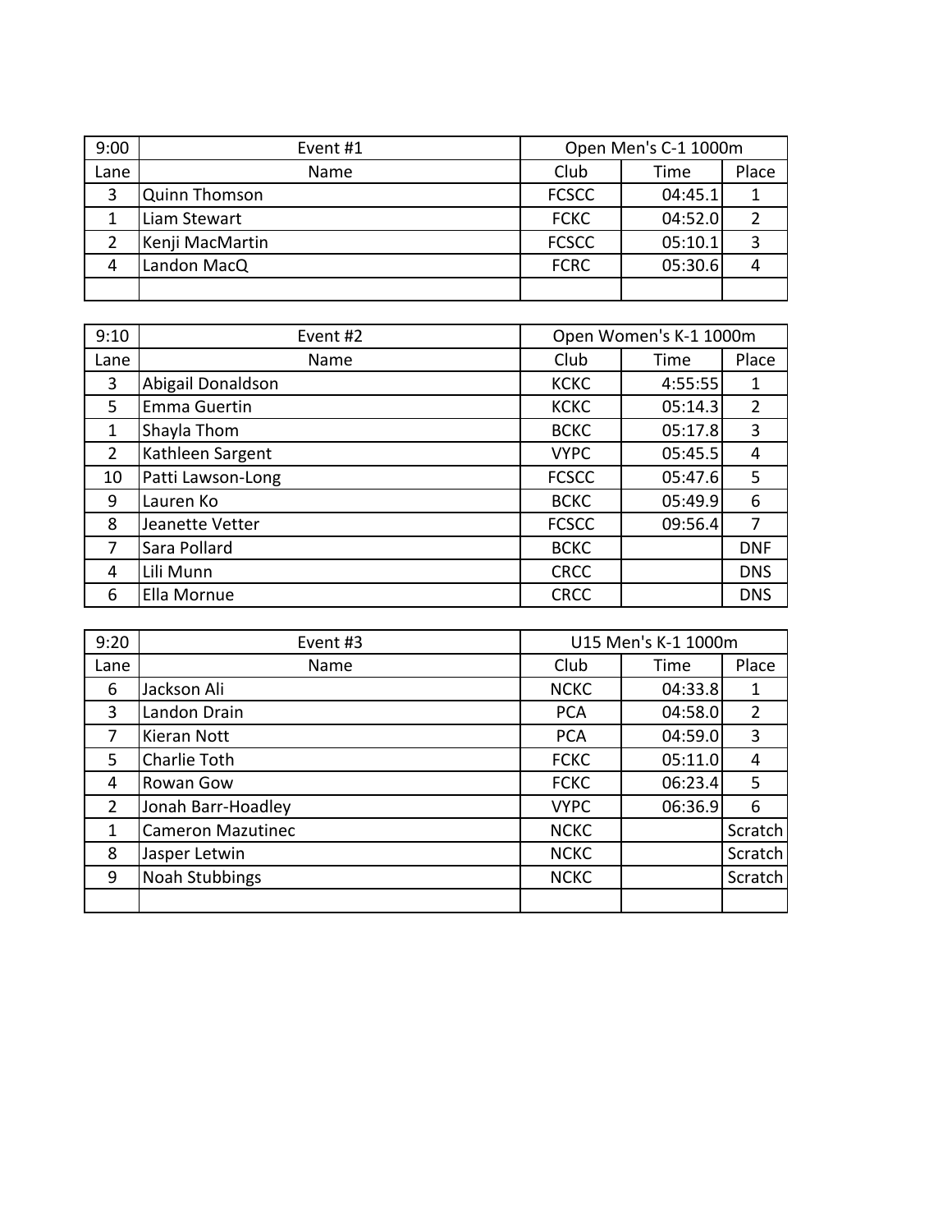| 9:00 | Event #1 | Open Men's C-1 1000m | | |
|---|---|---|---|---|
| Lane | Name | Club | Time | Place |
| 3 | Quinn Thomson | FCSCC | 04:45.1 | 1 |
| 1 | Liam Stewart | FCKC | 04:52.0 | 2 |
| 2 | Kenji MacMartin | FCSCC | 05:10.1 | 3 |
| 4 | Landon MacQ | FCRC | 05:30.6 | 4 |
| | | | | |

| 9:10 | Event #2 | Open Women's K-1 1000m | | |
|---|---|---|---|---|
| Lane | Name | Club | Time | Place |
| 3 | Abigail Donaldson | KCKC | 4:55:55 | 1 |
| 5 | Emma Guertin | KCKC | 05:14.3 | 2 |
| 1 | Shayla Thom | BCKC | 05:17.8 | 3 |
| 2 | Kathleen Sargent | VYPC | 05:45.5 | 4 |
| 10 | Patti Lawson-Long | FCSCC | 05:47.6 | 5 |
| 9 | Lauren Ko | BCKC | 05:49.9 | 6 |
| 8 | Jeanette Vetter | FCSCC | 09:56.4 | 7 |
| 7 | Sara Pollard | BCKC | | DNF |
| 4 | Lili Munn | CRCC | | DNS |
| 6 | Ella Mornue | CRCC | | DNS |

| 9:20 | Event #3 | U15 Men's K-1 1000m | | |
|---|---|---|---|---|
| Lane | Name | Club | Time | Place |
| 6 | Jackson Ali | NCKC | 04:33.8 | 1 |
| 3 | Landon Drain | PCA | 04:58.0 | 2 |
| 7 | Kieran Nott | PCA | 04:59.0 | 3 |
| 5 | Charlie Toth | FCKC | 05:11.0 | 4 |
| 4 | Rowan Gow | FCKC | 06:23.4 | 5 |
| 2 | Jonah Barr-Hoadley | VYPC | 06:36.9 | 6 |
| 1 | Cameron Mazutinec | NCKC | | Scratch |
| 8 | Jasper Letwin | NCKC | | Scratch |
| 9 | Noah Stubbings | NCKC | | Scratch |
| | | | | |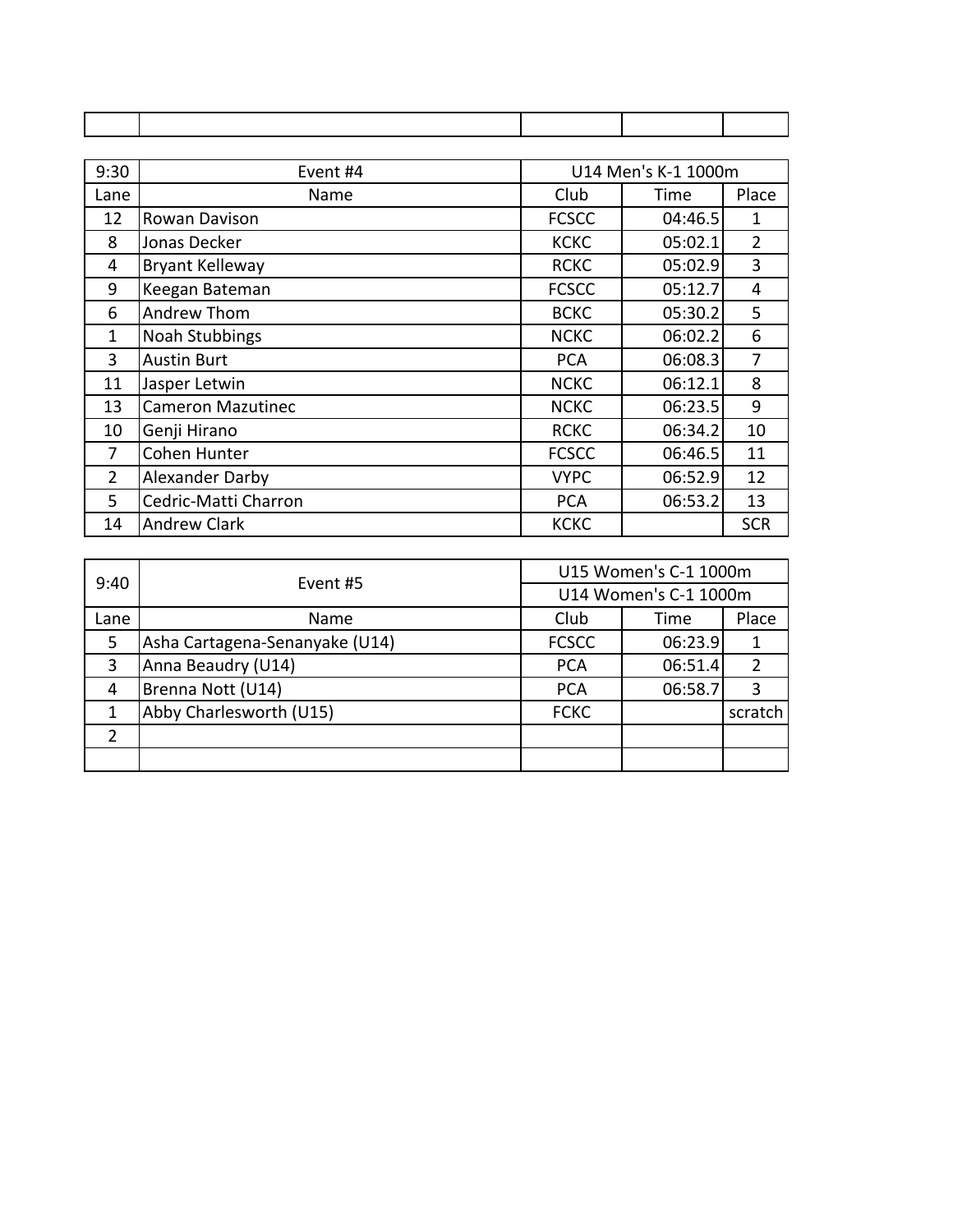| | | | | |
|---|---|---|---|---|

| 9:30 | Event #4 | U14 Men's K-1 1000m | | |
|---|---|---|---|---|
| Lane | Name | Club | Time | Place |
| 12 | Rowan Davison | FCSCC | 04:46.5 | 1 |
| 8 | Jonas Decker | KCKC | 05:02.1 | 2 |
| 4 | Bryant Kelleway | RCKC | 05:02.9 | 3 |
| 9 | Keegan Bateman | FCSCC | 05:12.7 | 4 |
| 6 | Andrew Thom | BCKC | 05:30.2 | 5 |
| 1 | Noah Stubbings | NCKC | 06:02.2 | 6 |
| 3 | Austin Burt | PCA | 06:08.3 | 7 |
| 11 | Jasper Letwin | NCKC | 06:12.1 | 8 |
| 13 | Cameron Mazutinec | NCKC | 06:23.5 | 9 |
| 10 | Genji Hirano | RCKC | 06:34.2 | 10 |
| 7 | Cohen Hunter | FCSCC | 06:46.5 | 11 |
| 2 | Alexander Darby | VYPC | 06:52.9 | 12 |
| 5 | Cedric-Matti Charron | PCA | 06:53.2 | 13 |
| 14 | Andrew Clark | KCKC | | SCR |

| 9:40 | Event #5 | U15 Women's C-1 1000m<br>U14 Women's C-1 1000m | | |
|---|---|---|---|---|
| Lane | Name | Club | Time | Place |
| 5 | Asha Cartagena-Senanyake (U14) | FCSCC | 06:23.9 | 1 |
| 3 | Anna Beaudry (U14) | PCA | 06:51.4 | 2 |
| 4 | Brenna Nott (U14) | PCA | 06:58.7 | 3 |
| 1 | Abby Charlesworth (U15) | FCKC | | scratch |
| 2 | | | | |
| | | | | |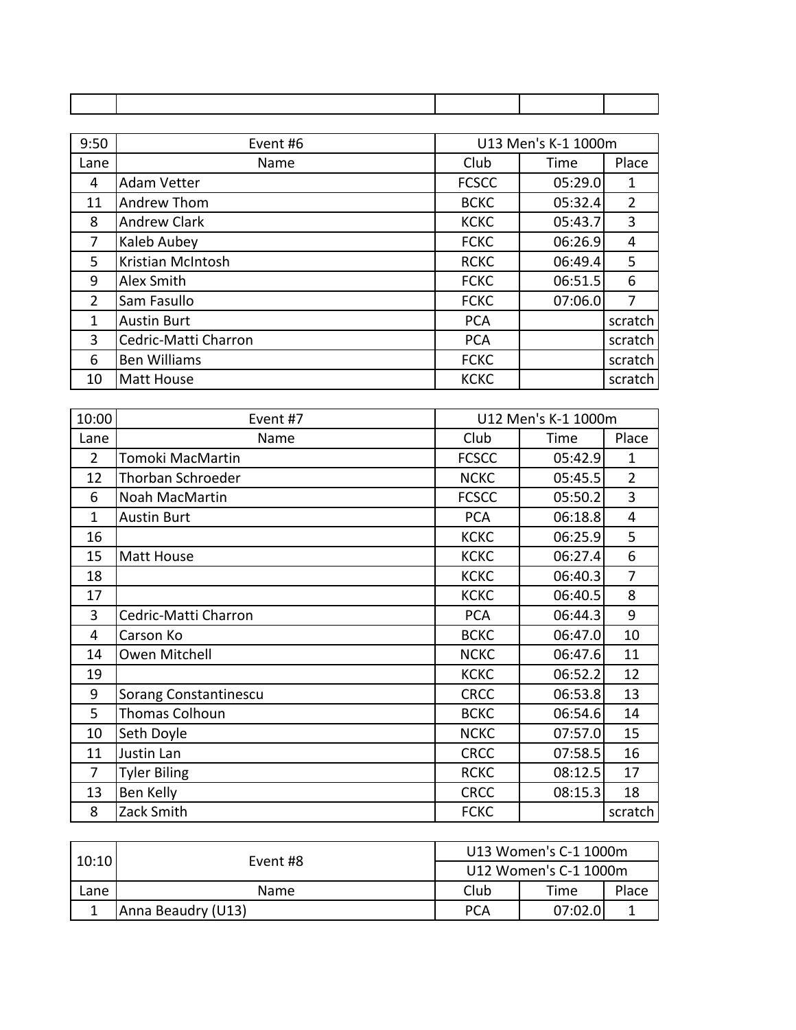| | | | | |
|---|---|---|---|---|

| 9:50 | Event #6 | U13 Men's K-1 1000m | | |
|---|---|---|---|---|
| Lane | Name | Club | Time | Place |
| 4 | Adam Vetter | FCSCC | 05:29.0 | 1 |
| 11 | Andrew Thom | BCKC | 05:32.4 | 2 |
| 8 | Andrew Clark | KCKC | 05:43.7 | 3 |
| 7 | Kaleb Aubey | FCKC | 06:26.9 | 4 |
| 5 | Kristian McIntosh | RCKC | 06:49.4 | 5 |
| 9 | Alex Smith | FCKC | 06:51.5 | 6 |
| 2 | Sam Fasullo | FCKC | 07:06.0 | 7 |
| 1 | Austin Burt | PCA | | scratch |
| 3 | Cedric-Matti Charron | PCA | | scratch |
| 6 | Ben Williams | FCKC | | scratch |
| 10 | Matt House | KCKC | | scratch |

| 10:00 | Event #7 | U12 Men's K-1 1000m | | |
|---|---|---|---|---|
| Lane | Name | Club | Time | Place |
| 2 | Tomoki MacMartin | FCSCC | 05:42.9 | 1 |
| 12 | Thorban Schroeder | NCKC | 05:45.5 | 2 |
| 6 | Noah MacMartin | FCSCC | 05:50.2 | 3 |
| 1 | Austin Burt | PCA | 06:18.8 | 4 |
| 16 | | KCKC | 06:25.9 | 5 |
| 15 | Matt House | KCKC | 06:27.4 | 6 |
| 18 | | KCKC | 06:40.3 | 7 |
| 17 | | KCKC | 06:40.5 | 8 |
| 3 | Cedric-Matti Charron | PCA | 06:44.3 | 9 |
| 4 | Carson Ko | BCKC | 06:47.0 | 10 |
| 14 | Owen Mitchell | NCKC | 06:47.6 | 11 |
| 19 | | KCKC | 06:52.2 | 12 |
| 9 | Sorang Constantinescu | CRCC | 06:53.8 | 13 |
| 5 | Thomas Colhoun | BCKC | 06:54.6 | 14 |
| 10 | Seth Doyle | NCKC | 07:57.0 | 15 |
| 11 | Justin Lan | CRCC | 07:58.5 | 16 |
| 7 | Tyler Biling | RCKC | 08:12.5 | 17 |
| 13 | Ben Kelly | CRCC | 08:15.3 | 18 |
| 8 | Zack Smith | FCKC | | scratch |

| 10:10 | Event #8 | U13 Women's C-1 1000m | | |
|---|---|---|---|---|
| | | U12 Women's C-1 1000m | | |
| Lane | Name | Club | Time | Place |
| 1 | Anna Beaudry (U13) | PCA | 07:02.0 | 1 |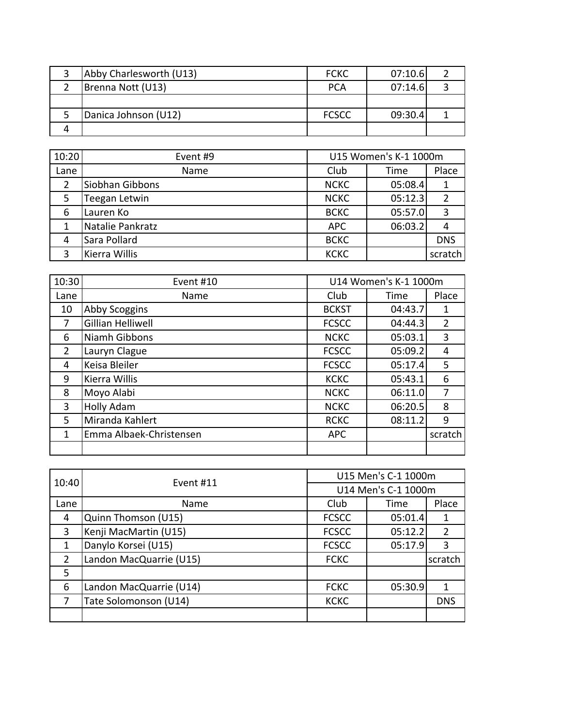| | | | | |
|---|---|---|---|---|
| 3 | Abby Charlesworth (U13) | FCKC | 07:10.6 | 2 |
| 2 | Brenna Nott (U13) | PCA | 07:14.6 | 3 |
| | | | | |
| 5 | Danica Johnson (U12) | FCSCC | 09:30.4 | 1 |
| 4 | | | | |

| 10:20 | Event #9 | U15 Women's K-1 1000m | | |
|---|---|---|---|---|
| Lane | Name | Club | Time | Place |
| 2 | Siobhan Gibbons | NCKC | 05:08.4 | 1 |
| 5 | Teegan Letwin | NCKC | 05:12.3 | 2 |
| 6 | Lauren Ko | BCKC | 05:57.0 | 3 |
| 1 | Natalie Pankratz | APC | 06:03.2 | 4 |
| 4 | Sara Pollard | BCKC | | DNS |
| 3 | Kierra Willis | KCKC | | scratch |

| 10:30 | Event #10 | U14 Women's K-1 1000m | | |
|---|---|---|---|---|
| Lane | Name | Club | Time | Place |
| 10 | Abby Scoggins | BCKST | 04:43.7 | 1 |
| 7 | Gillian Helliwell | FCSCC | 04:44.3 | 2 |
| 6 | Niamh Gibbons | NCKC | 05:03.1 | 3 |
| 2 | Lauryn Clague | FCSCC | 05:09.2 | 4 |
| 4 | Keisa Bleiler | FCSCC | 05:17.4 | 5 |
| 9 | Kierra Willis | KCKC | 05:43.1 | 6 |
| 8 | Moyo Alabi | NCKC | 06:11.0 | 7 |
| 3 | Holly Adam | NCKC | 06:20.5 | 8 |
| 5 | Miranda Kahlert | RCKC | 08:11.2 | 9 |
| 1 | Emma Albaek-Christensen | APC | | scratch |
| | | | | |

| 10:40 | Event #11 | U15 Men's C-1 1000m | | |
|---|---|---|---|---|
| | | U14 Men's C-1 1000m | | |
| Lane | Name | Club | Time | Place |
| 4 | Quinn Thomson (U15) | FCSCC | 05:01.4 | 1 |
| 3 | Kenji MacMartin (U15) | FCSCC | 05:12.2 | 2 |
| 1 | Danylo Korsei (U15) | FCSCC | 05:17.9 | 3 |
| 2 | Landon MacQuarrie (U15) | FCKC | | scratch |
| 5 | | | | |
| 6 | Landon MacQuarrie (U14) | FCKC | 05:30.9 | 1 |
| 7 | Tate Solomonson (U14) | KCKC | | DNS |
| | | | | |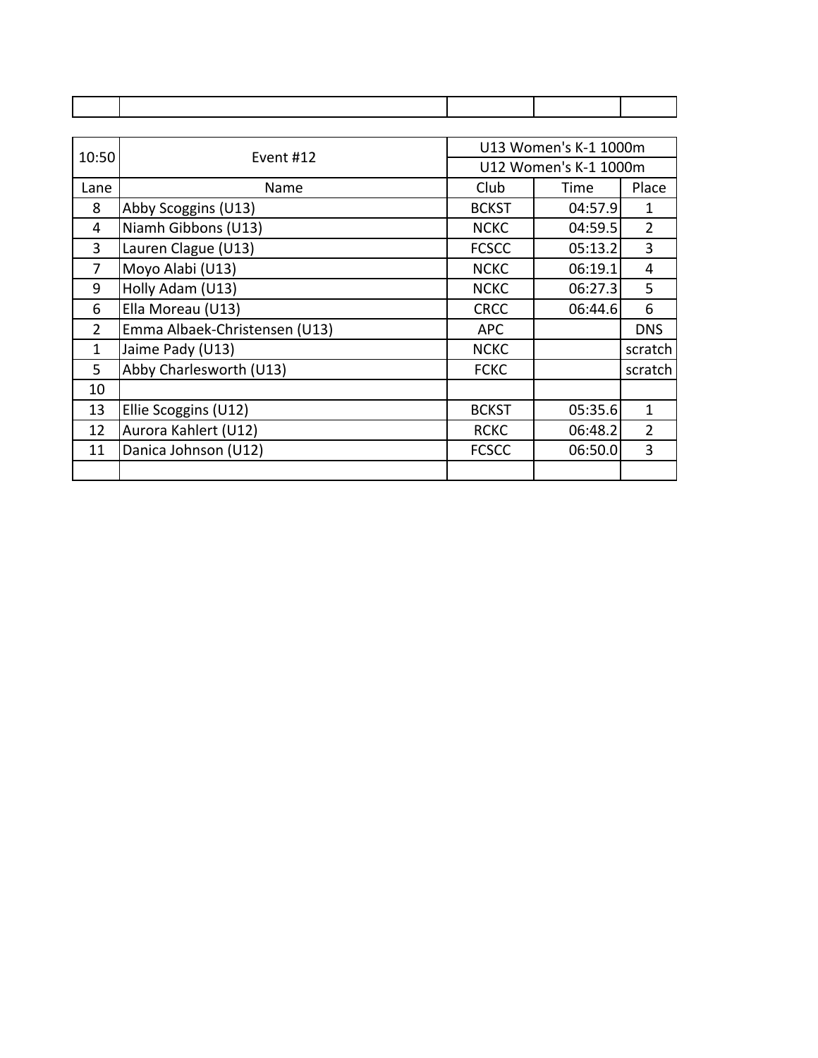| | | | | |
|---|---|---|---|---|

| 10:50 | Event #12 | U13 Women's K-1 1000m | | |
|---|---|---|---|---|
| | | U12 Women's K-1 1000m | | |
| Lane | Name | Club | Time | Place |
| 8 | Abby Scoggins (U13) | BCKST | 04:57.9 | 1 |
| 4 | Niamh Gibbons (U13) | NCKC | 04:59.5 | 2 |
| 3 | Lauren Clague (U13) | FCSCC | 05:13.2 | 3 |
| 7 | Moyo Alabi (U13) | NCKC | 06:19.1 | 4 |
| 9 | Holly Adam (U13) | NCKC | 06:27.3 | 5 |
| 6 | Ella Moreau (U13) | CRCC | 06:44.6 | 6 |
| 2 | Emma Albaek-Christensen (U13) | APC | | DNS |
| 1 | Jaime Pady (U13) | NCKC | | scratch |
| 5 | Abby Charlesworth (U13) | FCKC | | scratch |
| 10 | | | | |
| 13 | Ellie Scoggins (U12) | BCKST | 05:35.6 | 1 |
| 12 | Aurora Kahlert (U12) | RCKC | 06:48.2 | 2 |
| 11 | Danica Johnson (U12) | FCSCC | 06:50.0 | 3 |
| | | | | |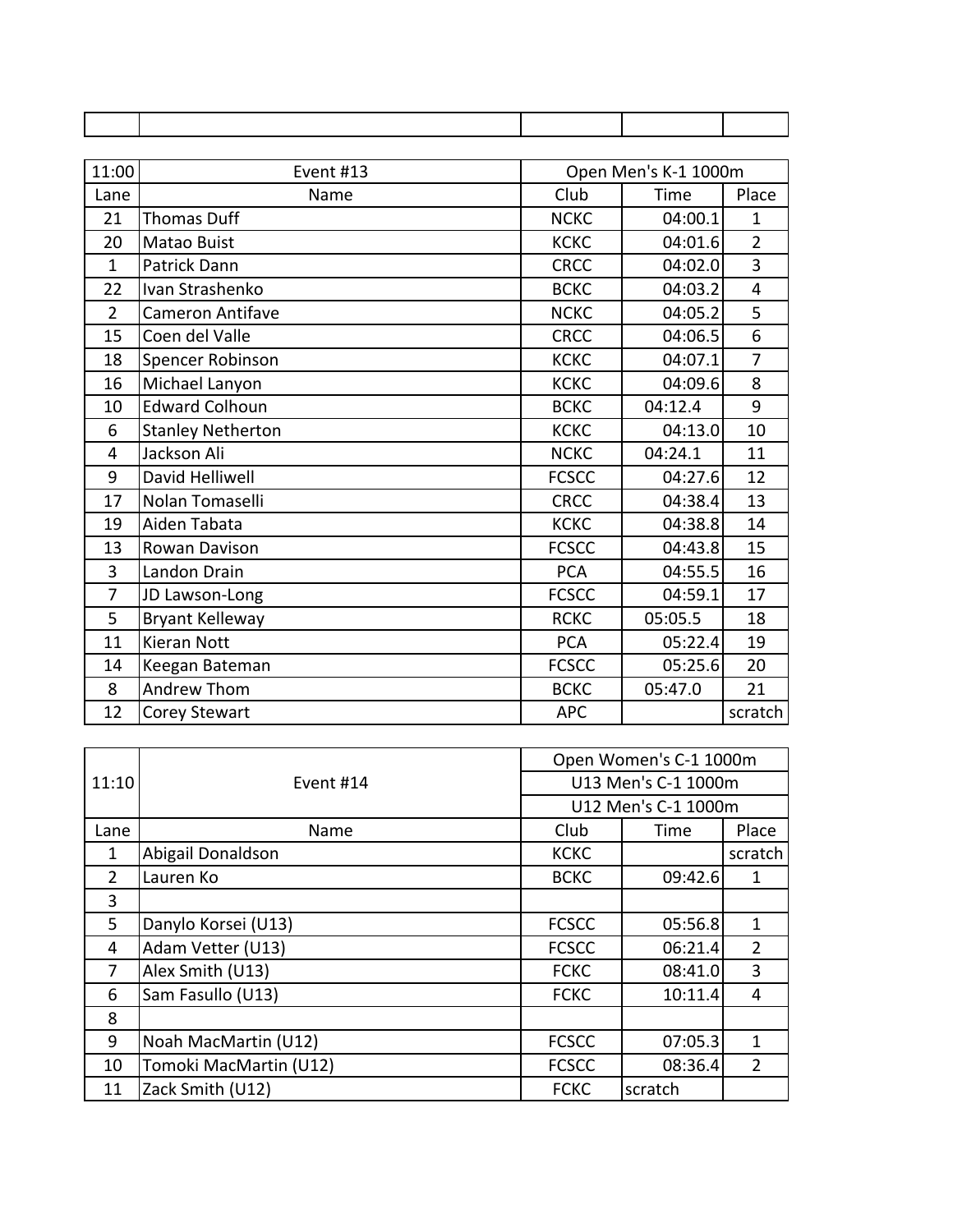| | | | | |
|---|---|---|---|---|

| 11:00 | Event #13 | Open Men's K-1 1000m | | |
|---|---|---|---|---|
| Lane | Name | Club | Time | Place |
| 21 | Thomas Duff | NCKC | 04:00.1 | 1 |
| 20 | Matao Buist | KCKC | 04:01.6 | 2 |
| 1 | Patrick Dann | CRCC | 04:02.0 | 3 |
| 22 | Ivan Strashenko | BCKC | 04:03.2 | 4 |
| 2 | Cameron Antifave | NCKC | 04:05.2 | 5 |
| 15 | Coen del Valle | CRCC | 04:06.5 | 6 |
| 18 | Spencer Robinson | KCKC | 04:07.1 | 7 |
| 16 | Michael Lanyon | KCKC | 04:09.6 | 8 |
| 10 | Edward Colhoun | BCKC | 04:12.4 | 9 |
| 6 | Stanley Netherton | KCKC | 04:13.0 | 10 |
| 4 | Jackson Ali | NCKC | 04:24.1 | 11 |
| 9 | David Helliwell | FCSCC | 04:27.6 | 12 |
| 17 | Nolan Tomaselli | CRCC | 04:38.4 | 13 |
| 19 | Aiden Tabata | KCKC | 04:38.8 | 14 |
| 13 | Rowan Davison | FCSCC | 04:43.8 | 15 |
| 3 | Landon Drain | PCA | 04:55.5 | 16 |
| 7 | JD Lawson-Long | FCSCC | 04:59.1 | 17 |
| 5 | Bryant Kelleway | RCKC | 05:05.5 | 18 |
| 11 | Kieran Nott | PCA | 05:22.4 | 19 |
| 14 | Keegan Bateman | FCSCC | 05:25.6 | 20 |
| 8 | Andrew Thom | BCKC | 05:47.0 | 21 |
| 12 | Corey Stewart | APC | | scratch |

| 11:10 | Event #14 | Open Women's C-1 1000m<br>U13 Men's C-1 1000m<br>U12 Men's C-1 1000m | | |
|---|---|---|---|---|
| Lane | Name | Club | Time | Place |
| 1 | Abigail Donaldson | KCKC | | scratch |
| 2 | Lauren Ko | BCKC | 09:42.6 | 1 |
| 3 | | | | |
| 5 | Danylo Korsei (U13) | FCSCC | 05:56.8 | 1 |
| 4 | Adam Vetter (U13) | FCSCC | 06:21.4 | 2 |
| 7 | Alex Smith (U13) | FCKC | 08:41.0 | 3 |
| 6 | Sam Fasullo (U13) | FCKC | 10:11.4 | 4 |
| 8 | | | | |
| 9 | Noah MacMartin (U12) | FCSCC | 07:05.3 | 1 |
| 10 | Tomoki MacMartin (U12) | FCSCC | 08:36.4 | 2 |
| 11 | Zack Smith (U12) | FCKC | scratch | |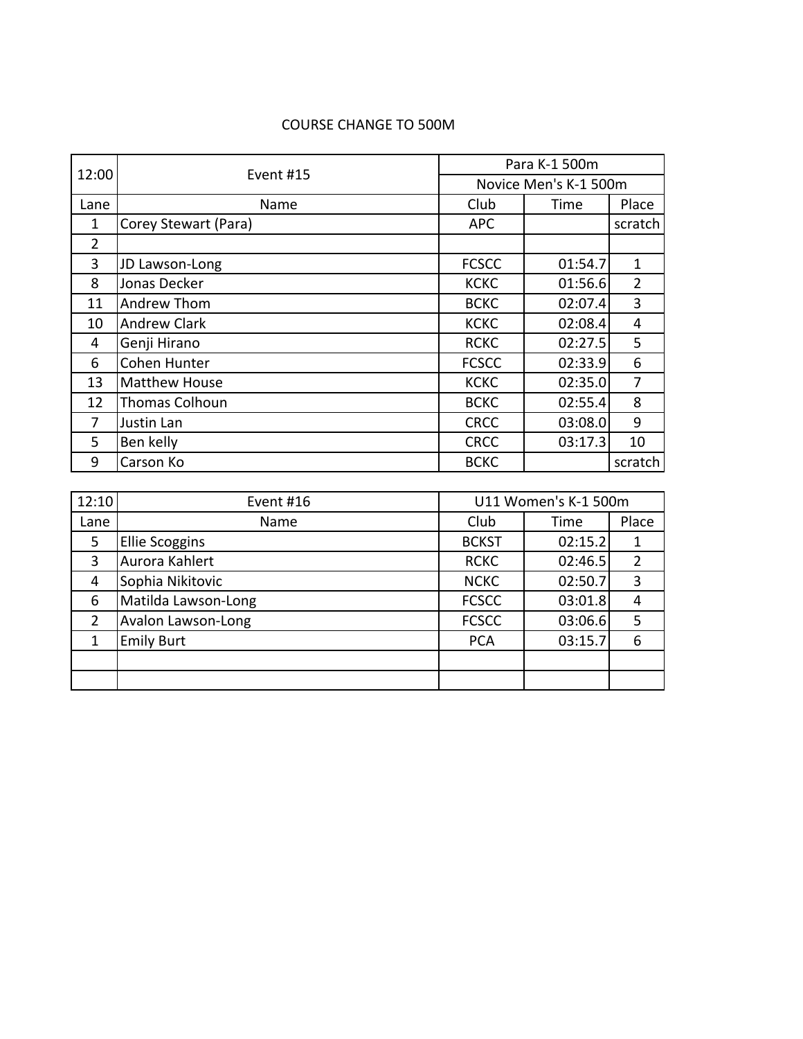COURSE CHANGE TO 500M

| 12:00 | Event #15 | Para K-1 500m<br>Novice Men's K-1 500m | | |
|---|---|---|---|---|
| Lane | Name | Club | Time | Place |
| 1 | Corey Stewart (Para) | APC | | scratch |
| 2 | | | | |
| 3 | JD Lawson-Long | FCSCC | 01:54.7 | 1 |
| 8 | Jonas Decker | KCKC | 01:56.6 | 2 |
| 11 | Andrew Thom | BCKC | 02:07.4 | 3 |
| 10 | Andrew Clark | KCKC | 02:08.4 | 4 |
| 4 | Genji Hirano | RCKC | 02:27.5 | 5 |
| 6 | Cohen Hunter | FCSCC | 02:33.9 | 6 |
| 13 | Matthew House | KCKC | 02:35.0 | 7 |
| 12 | Thomas Colhoun | BCKC | 02:55.4 | 8 |
| 7 | Justin Lan | CRCC | 03:08.0 | 9 |
| 5 | Ben kelly | CRCC | 03:17.3 | 10 |
| 9 | Carson Ko | BCKC | | scratch |

| 12:10 | Event #16 | U11 Women's K-1 500m | | |
|---|---|---|---|---|
| Lane | Name | Club | Time | Place |
| 5 | Ellie Scoggins | BCKST | 02:15.2 | 1 |
| 3 | Aurora Kahlert | RCKC | 02:46.5 | 2 |
| 4 | Sophia Nikitovic | NCKC | 02:50.7 | 3 |
| 6 | Matilda Lawson-Long | FCSCC | 03:01.8 | 4 |
| 2 | Avalon Lawson-Long | FCSCC | 03:06.6 | 5 |
| 1 | Emily Burt | PCA | 03:15.7 | 6 |
| | | | | |
| | | | | |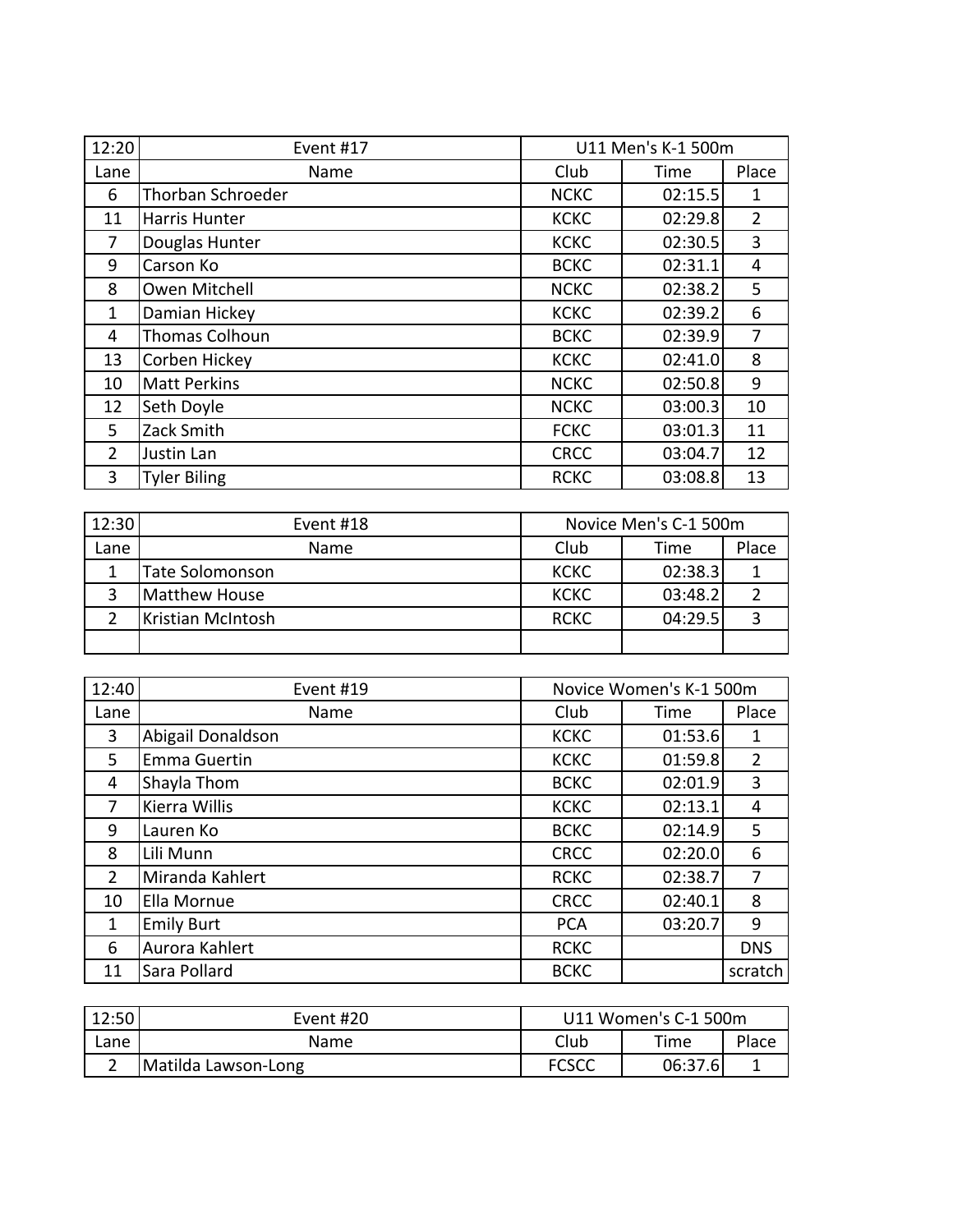| 12:20 | Event #17 | U11 Men's K-1 500m | | |
|---|---|---|---|---|
| Lane | Name | Club | Time | Place |
| 6 | Thorban Schroeder | NCKC | 02:15.5 | 1 |
| 11 | Harris Hunter | KCKC | 02:29.8 | 2 |
| 7 | Douglas Hunter | KCKC | 02:30.5 | 3 |
| 9 | Carson Ko | BCKC | 02:31.1 | 4 |
| 8 | Owen Mitchell | NCKC | 02:38.2 | 5 |
| 1 | Damian Hickey | KCKC | 02:39.2 | 6 |
| 4 | Thomas Colhoun | BCKC | 02:39.9 | 7 |
| 13 | Corben Hickey | KCKC | 02:41.0 | 8 |
| 10 | Matt Perkins | NCKC | 02:50.8 | 9 |
| 12 | Seth Doyle | NCKC | 03:00.3 | 10 |
| 5 | Zack Smith | FCKC | 03:01.3 | 11 |
| 2 | Justin Lan | CRCC | 03:04.7 | 12 |
| 3 | Tyler Biling | RCKC | 03:08.8 | 13 |

| 12:30 | Event #18 | Novice Men's C-1 500m | | |
|---|---|---|---|---|
| Lane | Name | Club | Time | Place |
| 1 | Tate Solomonson | KCKC | 02:38.3 | 1 |
| 3 | Matthew House | KCKC | 03:48.2 | 2 |
| 2 | Kristian McIntosh | RCKC | 04:29.5 | 3 |
| | | | | |

| 12:40 | Event #19 | Novice Women's K-1 500m | | |
|---|---|---|---|---|
| Lane | Name | Club | Time | Place |
| 3 | Abigail Donaldson | KCKC | 01:53.6 | 1 |
| 5 | Emma Guertin | KCKC | 01:59.8 | 2 |
| 4 | Shayla Thom | BCKC | 02:01.9 | 3 |
| 7 | Kierra Willis | KCKC | 02:13.1 | 4 |
| 9 | Lauren Ko | BCKC | 02:14.9 | 5 |
| 8 | Lili Munn | CRCC | 02:20.0 | 6 |
| 2 | Miranda Kahlert | RCKC | 02:38.7 | 7 |
| 10 | Ella Mornue | CRCC | 02:40.1 | 8 |
| 1 | Emily Burt | PCA | 03:20.7 | 9 |
| 6 | Aurora Kahlert | RCKC | | DNS |
| 11 | Sara Pollard | BCKC | | scratch |

| 12:50 | Event #20 | U11 Women's C-1 500m | | |
|---|---|---|---|---|
| Lane | Name | Club | Time | Place |
| 2 | Matilda Lawson-Long | FCSCC | 06:37.6 | 1 |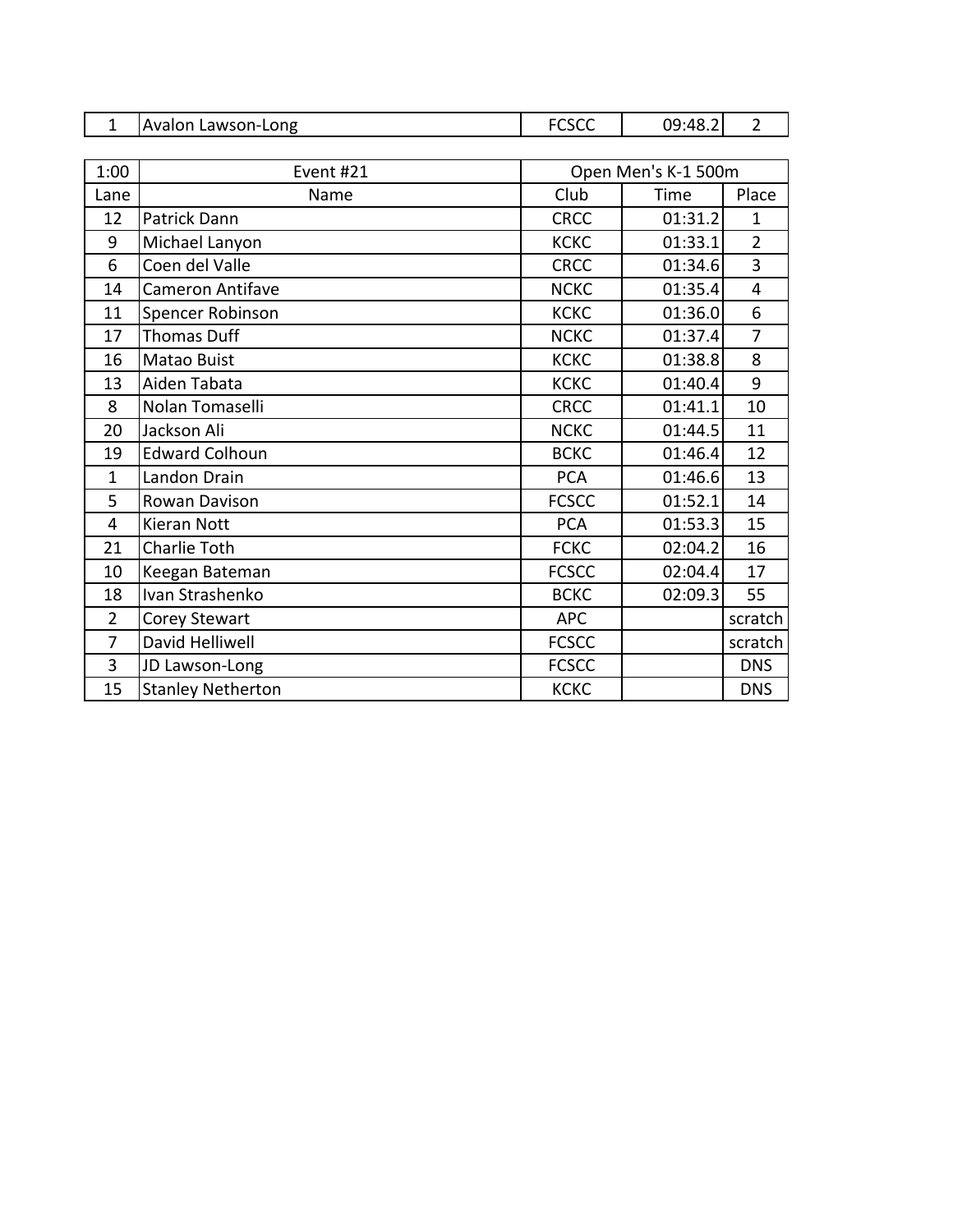| | | | | |
|---|---|---|---|---|
| 1 | Avalon Lawson-Long | FCSCC | 09:48.2 | 2 |

| 1:00 | Event #21 | Open Men's K-1 500m | | |
|---|---|---|---|---|
| Lane | Name | Club | Time | Place |
| 12 | Patrick Dann | CRCC | 01:31.2 | 1 |
| 9 | Michael Lanyon | KCKC | 01:33.1 | 2 |
| 6 | Coen del Valle | CRCC | 01:34.6 | 3 |
| 14 | Cameron Antifave | NCKC | 01:35.4 | 4 |
| 11 | Spencer Robinson | KCKC | 01:36.0 | 6 |
| 17 | Thomas Duff | NCKC | 01:37.4 | 7 |
| 16 | Matao Buist | KCKC | 01:38.8 | 8 |
| 13 | Aiden Tabata | KCKC | 01:40.4 | 9 |
| 8 | Nolan Tomaselli | CRCC | 01:41.1 | 10 |
| 20 | Jackson Ali | NCKC | 01:44.5 | 11 |
| 19 | Edward Colhoun | BCKC | 01:46.4 | 12 |
| 1 | Landon Drain | PCA | 01:46.6 | 13 |
| 5 | Rowan Davison | FCSCC | 01:52.1 | 14 |
| 4 | Kieran Nott | PCA | 01:53.3 | 15 |
| 21 | Charlie Toth | FCKC | 02:04.2 | 16 |
| 10 | Keegan Bateman | FCSCC | 02:04.4 | 17 |
| 18 | Ivan Strashenko | BCKC | 02:09.3 | 55 |
| 2 | Corey Stewart | APC | | scratch |
| 7 | David Helliwell | FCSCC | | scratch |
| 3 | JD Lawson-Long | FCSCC | | DNS |
| 15 | Stanley Netherton | KCKC | | DNS |